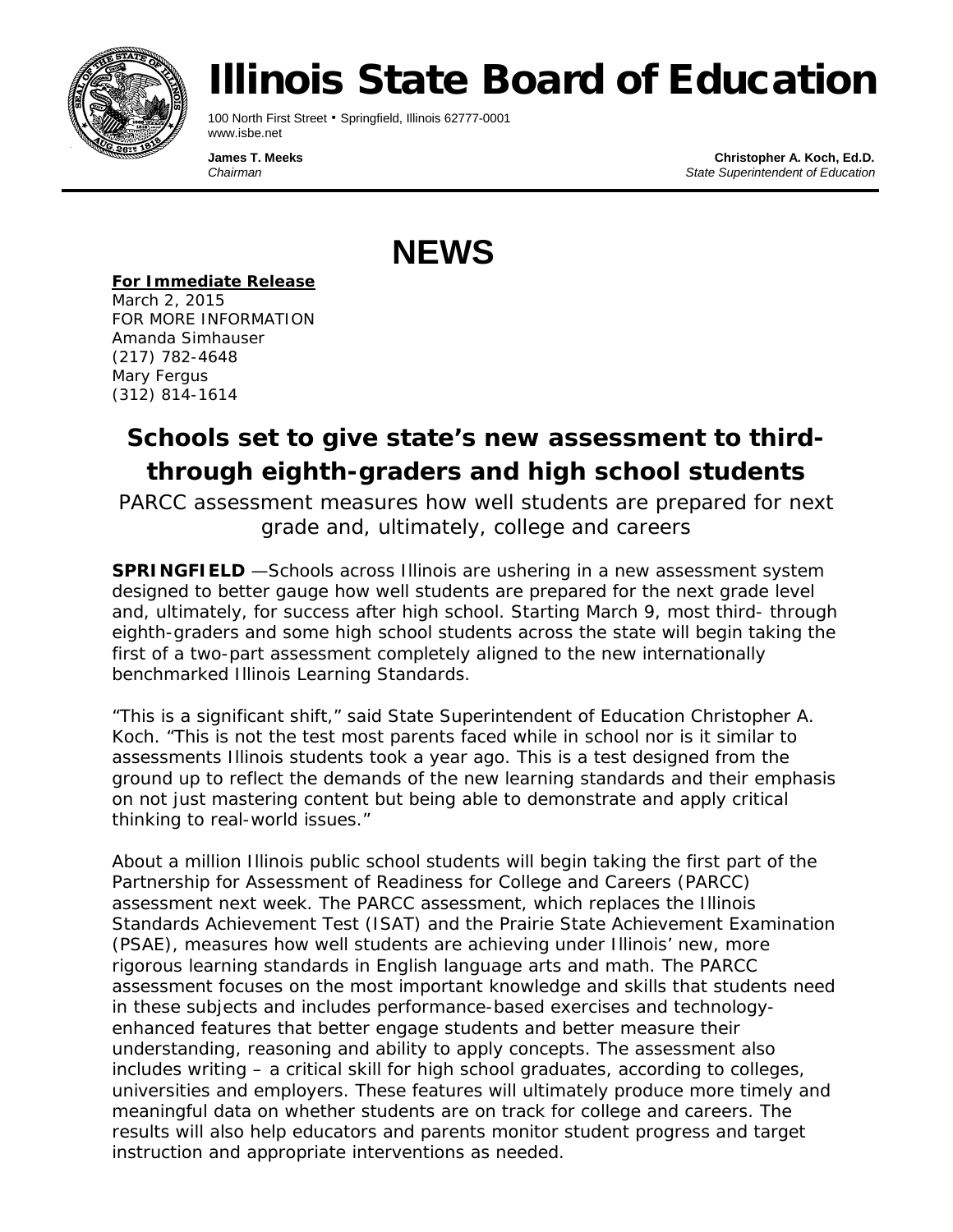# Illinois State Board of Education

100 North First Street • Springfield, Illinois 62777-0001
www.isbe.net

**James T. Meeks**
*Chairman*

**Christopher A. Koch, Ed.D.**
*State Superintendent of Education*

# NEWS

**For Immediate Release**
March 2, 2015
FOR MORE INFORMATION
Amanda Simhauser
(217) 782-4648
Mary Fergus
(312) 814-1614

## Schools set to give state's new assessment to third- through eighth-graders and high school students

PARCC assessment measures how well students are prepared for next grade and, ultimately, college and careers

**SPRINGFIELD** —Schools across Illinois are ushering in a new assessment system designed to better gauge how well students are prepared for the next grade level and, ultimately, for success after high school. Starting March 9, most third- through eighth-graders and some high school students across the state will begin taking the first of a two-part assessment completely aligned to the new internationally benchmarked Illinois Learning Standards.

"This is a significant shift," said State Superintendent of Education Christopher A. Koch. "This is not the test most parents faced while in school nor is it similar to assessments Illinois students took a year ago. This is a test designed from the ground up to reflect the demands of the new learning standards and their emphasis on not just mastering content but being able to demonstrate and apply critical thinking to real-world issues."

About a million Illinois public school students will begin taking the first part of the Partnership for Assessment of Readiness for College and Careers (PARCC) assessment next week. The PARCC assessment, which replaces the Illinois Standards Achievement Test (ISAT) and the Prairie State Achievement Examination (PSAE), measures how well students are achieving under Illinois' new, more rigorous learning standards in English language arts and math. The PARCC assessment focuses on the most important knowledge and skills that students need in these subjects and includes performance-based exercises and technology-enhanced features that better engage students and better measure their understanding, reasoning and ability to apply concepts. The assessment also includes writing – a critical skill for high school graduates, according to colleges, universities and employers. These features will ultimately produce more timely and meaningful data on whether students are on track for college and careers. The results will also help educators and parents monitor student progress and target instruction and appropriate interventions as needed.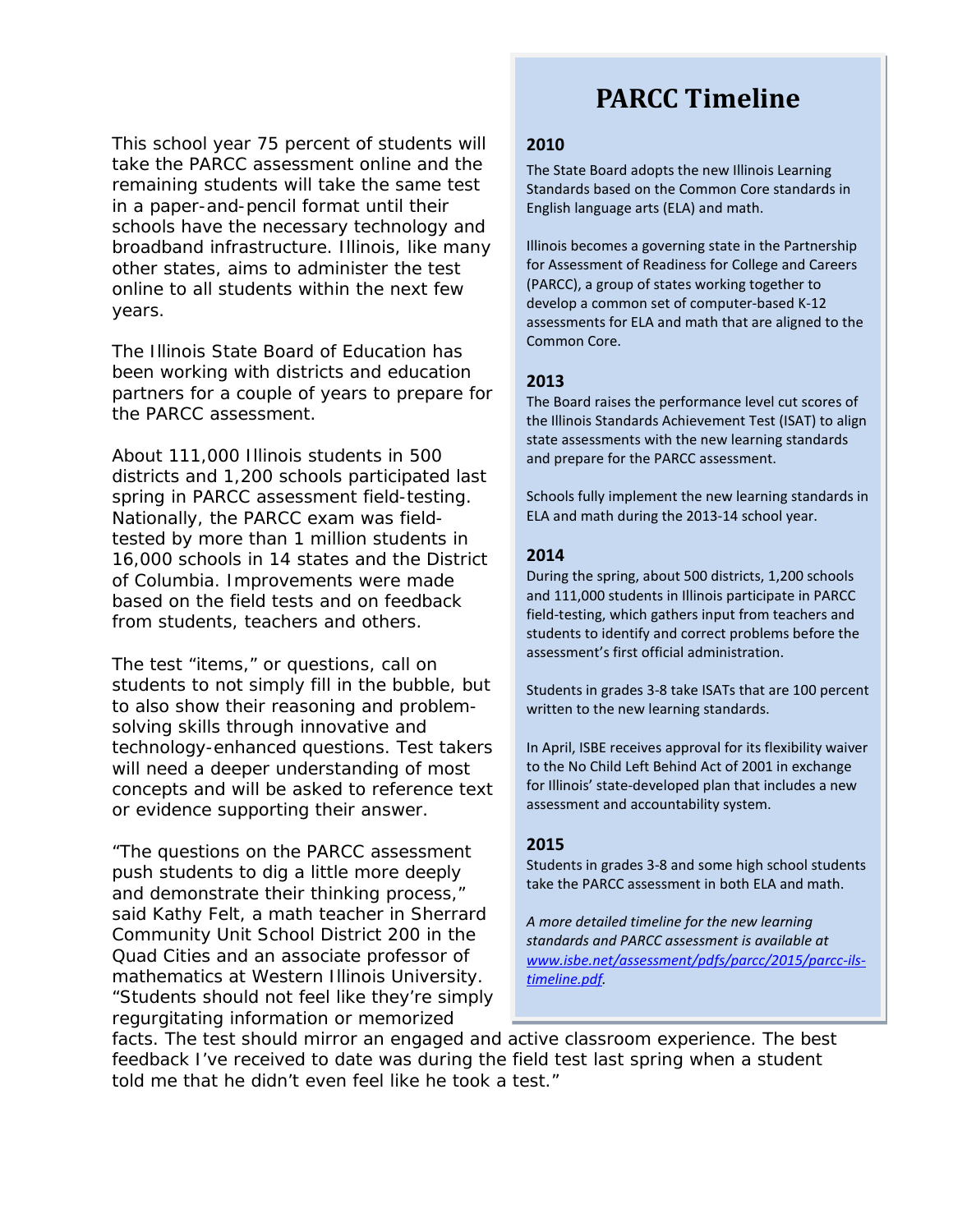This school year 75 percent of students will take the PARCC assessment online and the remaining students will take the same test in a paper-and-pencil format until their schools have the necessary technology and broadband infrastructure. Illinois, like many other states, aims to administer the test online to all students within the next few years.

The Illinois State Board of Education has been working with districts and education partners for a couple of years to prepare for the PARCC assessment.

About 111,000 Illinois students in 500 districts and 1,200 schools participated last spring in PARCC assessment field-testing. Nationally, the PARCC exam was field-tested by more than 1 million students in 16,000 schools in 14 states and the District of Columbia. Improvements were made based on the field tests and on feedback from students, teachers and others.

The test "items," or questions, call on students to not simply fill in the bubble, but to also show their reasoning and problem-solving skills through innovative and technology-enhanced questions. Test takers will need a deeper understanding of most concepts and will be asked to reference text or evidence supporting their answer.

"The questions on the PARCC assessment push students to dig a little more deeply and demonstrate their thinking process," said Kathy Felt, a math teacher in Sherrard Community Unit School District 200 in the Quad Cities and an associate professor of mathematics at Western Illinois University. "Students should not feel like they're simply regurgitating information or memorized facts. The test should mirror an engaged and active classroom experience. The best feedback I've received to date was during the field test last spring when a student told me that he didn't even feel like he took a test."

# PARCC Timeline

**2010**

The State Board adopts the new Illinois Learning Standards based on the Common Core standards in English language arts (ELA) and math.

Illinois becomes a governing state in the Partnership for Assessment of Readiness for College and Careers (PARCC), a group of states working together to develop a common set of computer-based K-12 assessments for ELA and math that are aligned to the Common Core.

**2013**

The Board raises the performance level cut scores of the Illinois Standards Achievement Test (ISAT) to align state assessments with the new learning standards and prepare for the PARCC assessment.

Schools fully implement the new learning standards in ELA and math during the 2013-14 school year.

**2014**

During the spring, about 500 districts, 1,200 schools and 111,000 students in Illinois participate in PARCC field-testing, which gathers input from teachers and students to identify and correct problems before the assessment's first official administration.

Students in grades 3-8 take ISATs that are 100 percent written to the new learning standards.

In April, ISBE receives approval for its flexibility waiver to the No Child Left Behind Act of 2001 in exchange for Illinois' state-developed plan that includes a new assessment and accountability system.

**2015**

Students in grades 3-8 and some high school students take the PARCC assessment in both ELA and math.

*A more detailed timeline for the new learning standards and PARCC assessment is available at [www.isbe.net/assessment/pdfs/parcc/2015/parcc-ils-timeline.pdf](www.isbe.net/assessment/pdfs/parcc/2015/parcc-ils-timeline.pdf).*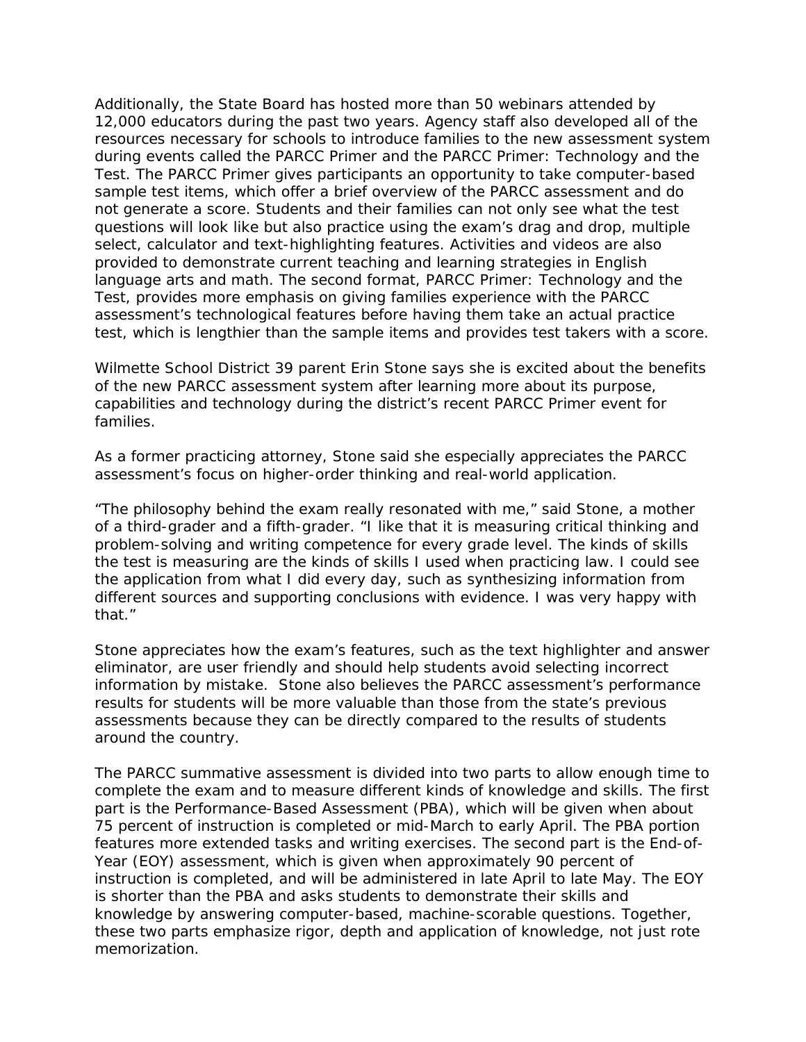Additionally, the State Board has hosted more than 50 webinars attended by 12,000 educators during the past two years. Agency staff also developed all of the resources necessary for schools to introduce families to the new assessment system during events called the PARCC Primer and the PARCC Primer: Technology and the Test. The PARCC Primer gives participants an opportunity to take computer-based sample test items, which offer a brief overview of the PARCC assessment and do not generate a score. Students and their families can not only see what the test questions will look like but also practice using the exam's drag and drop, multiple select, calculator and text-highlighting features. Activities and videos are also provided to demonstrate current teaching and learning strategies in English language arts and math. The second format, PARCC Primer: Technology and the Test, provides more emphasis on giving families experience with the PARCC assessment's technological features before having them take an actual practice test, which is lengthier than the sample items and provides test takers with a score.

Wilmette School District 39 parent Erin Stone says she is excited about the benefits of the new PARCC assessment system after learning more about its purpose, capabilities and technology during the district's recent PARCC Primer event for families.

As a former practicing attorney, Stone said she especially appreciates the PARCC assessment's focus on higher-order thinking and real-world application.

"The philosophy behind the exam really resonated with me," said Stone, a mother of a third-grader and a fifth-grader. "I like that it is measuring critical thinking and problem-solving and writing competence for every grade level. The kinds of skills the test is measuring are the kinds of skills I used when practicing law. I could see the application from what I did every day, such as synthesizing information from different sources and supporting conclusions with evidence. I was very happy with that."

Stone appreciates how the exam's features, such as the text highlighter and answer eliminator, are user friendly and should help students avoid selecting incorrect information by mistake. Stone also believes the PARCC assessment's performance results for students will be more valuable than those from the state's previous assessments because they can be directly compared to the results of students around the country.

The PARCC summative assessment is divided into two parts to allow enough time to complete the exam and to measure different kinds of knowledge and skills. The first part is the Performance-Based Assessment (PBA), which will be given when about 75 percent of instruction is completed or mid-March to early April. The PBA portion features more extended tasks and writing exercises. The second part is the End-of-Year (EOY) assessment, which is given when approximately 90 percent of instruction is completed, and will be administered in late April to late May. The EOY is shorter than the PBA and asks students to demonstrate their skills and knowledge by answering computer-based, machine-scorable questions. Together, these two parts emphasize rigor, depth and application of knowledge, not just rote memorization.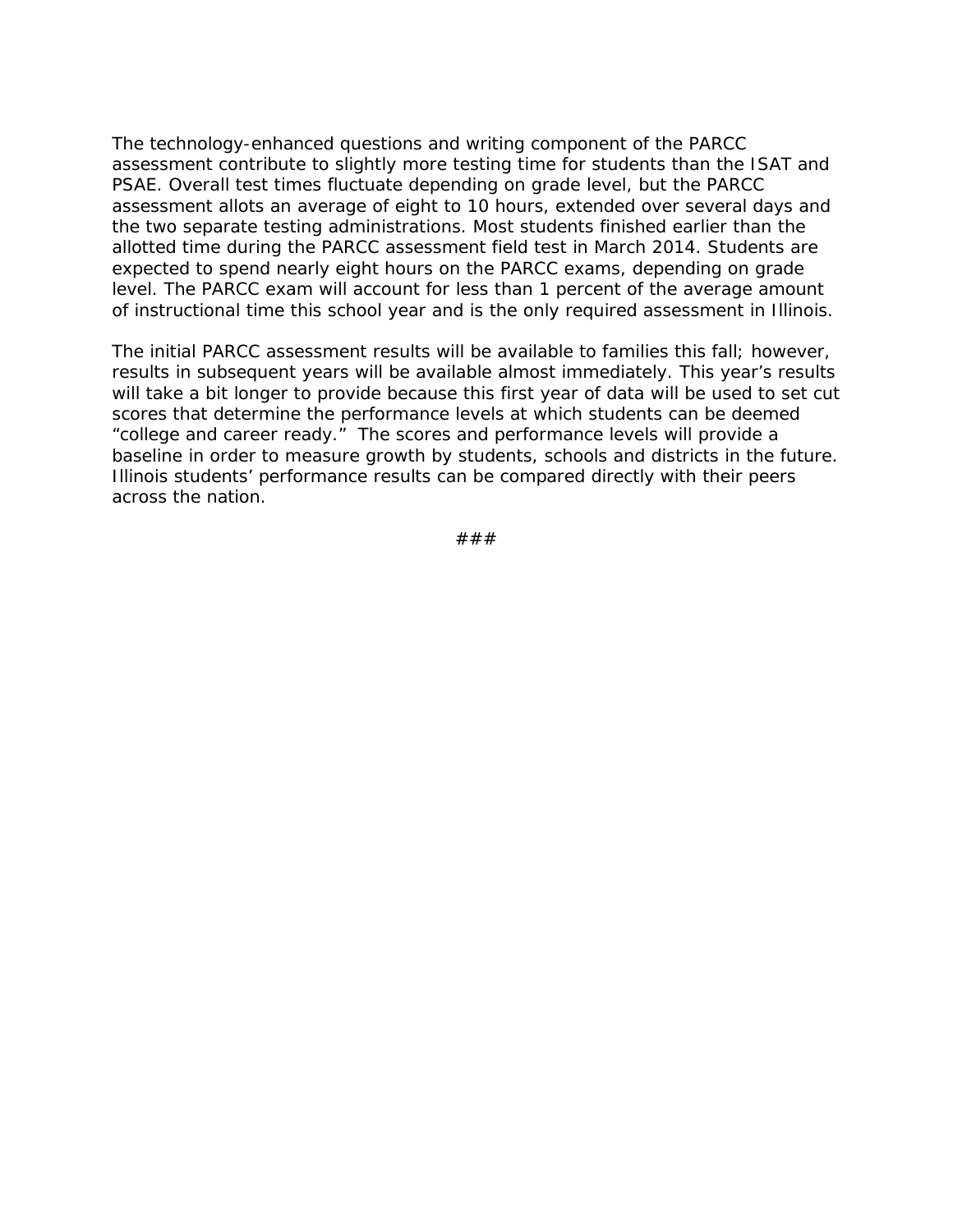The technology-enhanced questions and writing component of the PARCC assessment contribute to slightly more testing time for students than the ISAT and PSAE. Overall test times fluctuate depending on grade level, but the PARCC assessment allots an average of eight to 10 hours, extended over several days and the two separate testing administrations. Most students finished earlier than the allotted time during the PARCC assessment field test in March 2014. Students are expected to spend nearly eight hours on the PARCC exams, depending on grade level. The PARCC exam will account for less than 1 percent of the average amount of instructional time this school year and is the only required assessment in Illinois.

The initial PARCC assessment results will be available to families this fall; however, results in subsequent years will be available almost immediately. This year's results will take a bit longer to provide because this first year of data will be used to set cut scores that determine the performance levels at which students can be deemed "college and career ready." The scores and performance levels will provide a baseline in order to measure growth by students, schools and districts in the future. Illinois students' performance results can be compared directly with their peers across the nation.

###